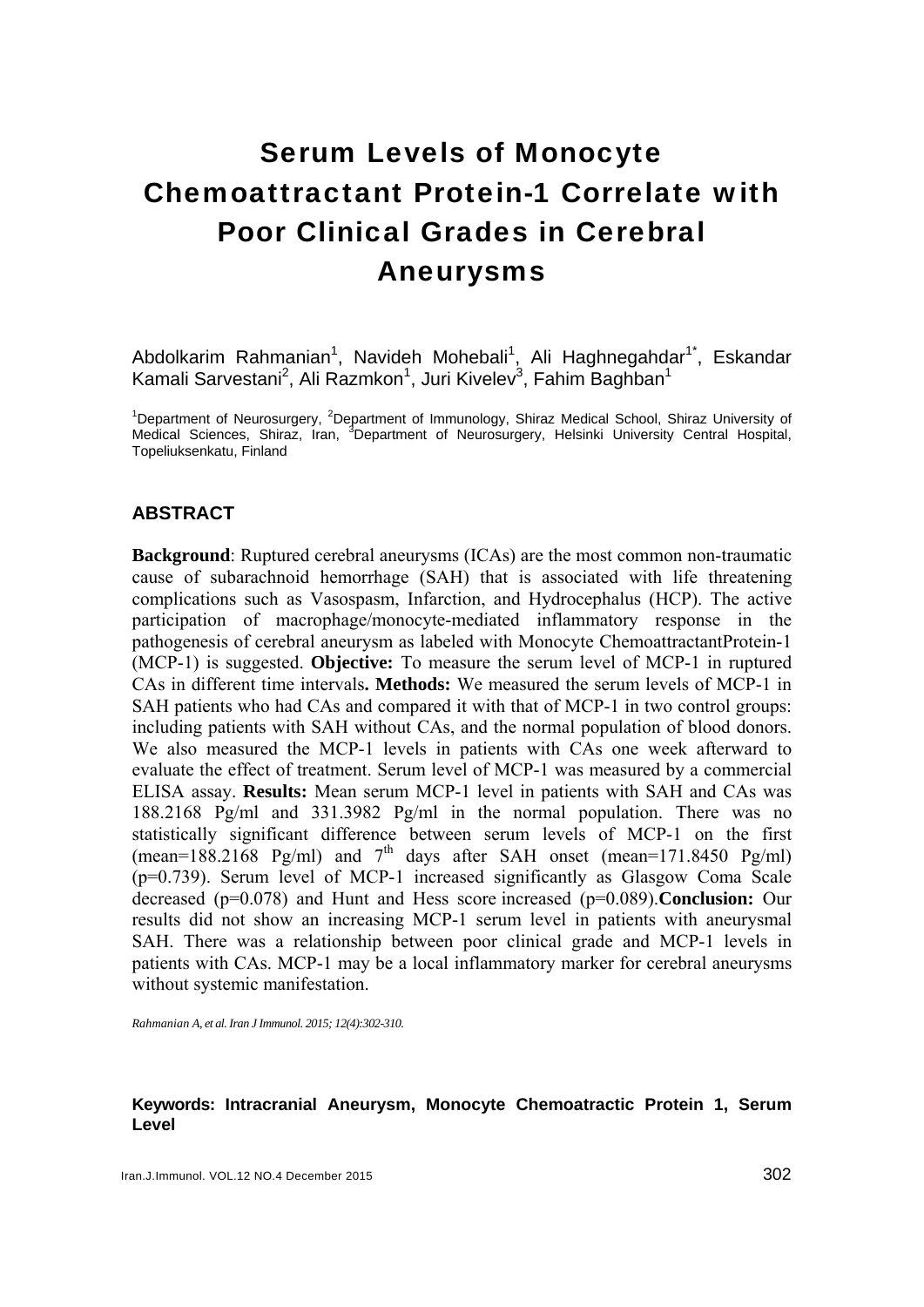# Serum Levels of Monocyte Chemoattractant Protein-1 Correlate with Poor Clinical Grades in Cerebral Aneurysms

Abdolkarim Rahmanian[1], Navideh Mohebali[1], Ali Haghnegahdar[1*], Eskandar Kamali Sarvestani[2], Ali Razmkon[1], Juri Kivelev[3], Fahim Baghban[1]

[1]Department of Neurosurgery, [2]Department of Immunology, Shiraz Medical School, Shiraz University of Medical Sciences, Shiraz, Iran, [3]Department of Neurosurgery, Helsinki University Central Hospital, Topeliuksenkatu, Finland

## ABSTRACT

**Background**: Ruptured cerebral aneurysms (ICAs) are the most common non-traumatic cause of subarachnoid hemorrhage (SAH) that is associated with life threatening complications such as Vasospasm, Infarction, and Hydrocephalus (HCP). The active participation of macrophage/monocyte-mediated inflammatory response in the pathogenesis of cerebral aneurysm as labeled with Monocyte ChemoattractantProtein-1 (MCP-1) is suggested. **Objective:** To measure the serum level of MCP-1 in ruptured CAs in different time intervals**. Methods:** We measured the serum levels of MCP-1 in SAH patients who had CAs and compared it with that of MCP-1 in two control groups: including patients with SAH without CAs, and the normal population of blood donors. We also measured the MCP-1 levels in patients with CAs one week afterward to evaluate the effect of treatment. Serum level of MCP-1 was measured by a commercial ELISA assay. **Results:** Mean serum MCP-1 level in patients with SAH and CAs was 188.2168 Pg/ml and 331.3982 Pg/ml in the normal population. There was no statistically significant difference between serum levels of MCP-1 on the first (mean=188.2168 Pg/ml) and 7$^{th}$ days after SAH onset (mean=171.8450 Pg/ml) ($p=0.739$). Serum level of MCP-1 increased significantly as Glasgow Coma Scale decreased ($p=0.078$) and Hunt and Hess score increased ($p=0.089$).**Conclusion:** Our results did not show an increasing MCP-1 serum level in patients with aneurysmal SAH. There was a relationship between poor clinical grade and MCP-1 levels in patients with CAs. MCP-1 may be a local inflammatory marker for cerebral aneurysms without systemic manifestation.

*Rahmanian A, et al. Iran J Immunol. 2015; 12(4):302-310.*

**Keywords: Intracranial Aneurysm, Monocyte Chemoatractic Protein 1, Serum Level**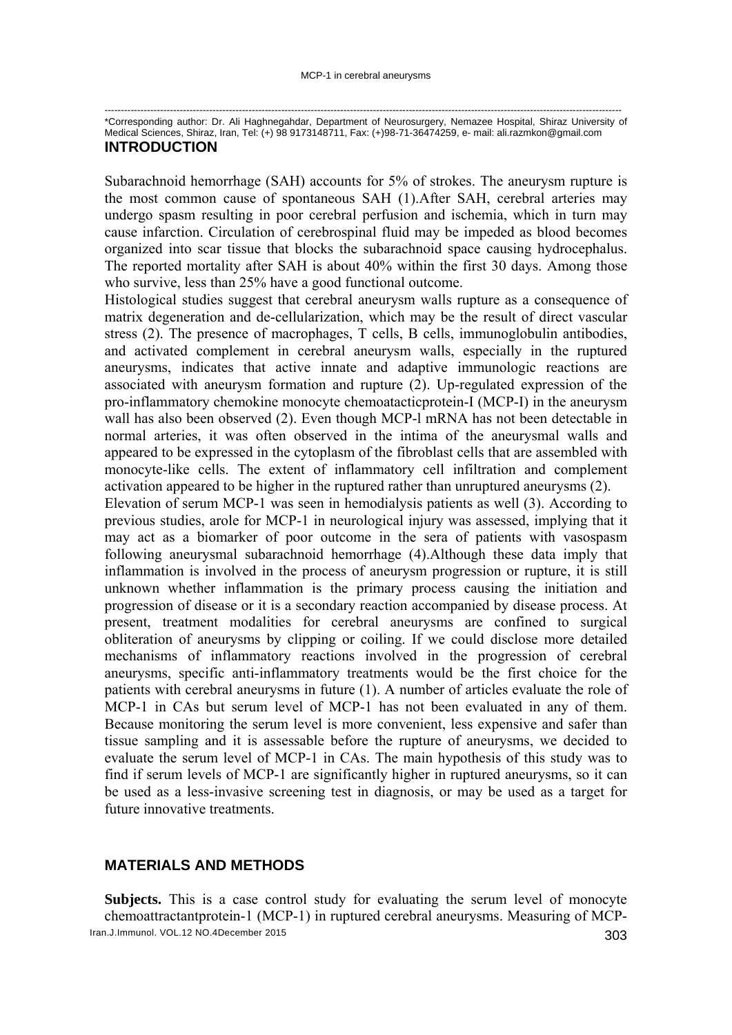---

*Corresponding author: Dr. Ali Haghnegahdar, Department of Neurosurgery, Nemazee Hospital, Shiraz University of Medical Sciences, Shiraz, Iran, Tel: (+) 98 9173148711, Fax: (+)98-71-36474259, e- mail: ali.razmkon@gmail.com

## INTRODUCTION

Subarachnoid hemorrhage (SAH) accounts for 5% of strokes. The aneurysm rupture is the most common cause of spontaneous SAH (1).After SAH, cerebral arteries may undergo spasm resulting in poor cerebral perfusion and ischemia, which in turn may cause infarction. Circulation of cerebrospinal fluid may be impeded as blood becomes organized into scar tissue that blocks the subarachnoid space causing hydrocephalus. The reported mortality after SAH is about 40% within the first 30 days. Among those who survive, less than 25% have a good functional outcome.

Histological studies suggest that cerebral aneurysm walls rupture as a consequence of matrix degeneration and de-cellularization, which may be the result of direct vascular stress (2). The presence of macrophages, T cells, B cells, immunoglobulin antibodies, and activated complement in cerebral aneurysm walls, especially in the ruptured aneurysms, indicates that active innate and adaptive immunologic reactions are associated with aneurysm formation and rupture (2). Up-regulated expression of the pro-inflammatory chemokine monocyte chemoatacticprotein-I (MCP-I) in the aneurysm wall has also been observed (2). Even though MCP-l mRNA has not been detectable in normal arteries, it was often observed in the intima of the aneurysmal walls and appeared to be expressed in the cytoplasm of the fibroblast cells that are assembled with monocyte-like cells. The extent of inflammatory cell infiltration and complement activation appeared to be higher in the ruptured rather than unruptured aneurysms (2).

Elevation of serum MCP-1 was seen in hemodialysis patients as well (3). According to previous studies, arole for MCP-1 in neurological injury was assessed, implying that it may act as a biomarker of poor outcome in the sera of patients with vasospasm following aneurysmal subarachnoid hemorrhage (4).Although these data imply that inflammation is involved in the process of aneurysm progression or rupture, it is still unknown whether inflammation is the primary process causing the initiation and progression of disease or it is a secondary reaction accompanied by disease process. At present, treatment modalities for cerebral aneurysms are confined to surgical obliteration of aneurysms by clipping or coiling. If we could disclose more detailed mechanisms of inflammatory reactions involved in the progression of cerebral aneurysms, specific anti-inflammatory treatments would be the first choice for the patients with cerebral aneurysms in future (1). A number of articles evaluate the role of MCP-1 in CAs but serum level of MCP-1 has not been evaluated in any of them. Because monitoring the serum level is more convenient, less expensive and safer than tissue sampling and it is assessable before the rupture of aneurysms, we decided to evaluate the serum level of MCP-1 in CAs. The main hypothesis of this study was to find if serum levels of MCP-1 are significantly higher in ruptured aneurysms, so it can be used as a less-invasive screening test in diagnosis, or may be used as a target for future innovative treatments.

## MATERIALS AND METHODS

**Subjects.** This is a case control study for evaluating the serum level of monocyte chemoattractantprotein-1 (MCP-1) in ruptured cerebral aneurysms. Measuring of MCP-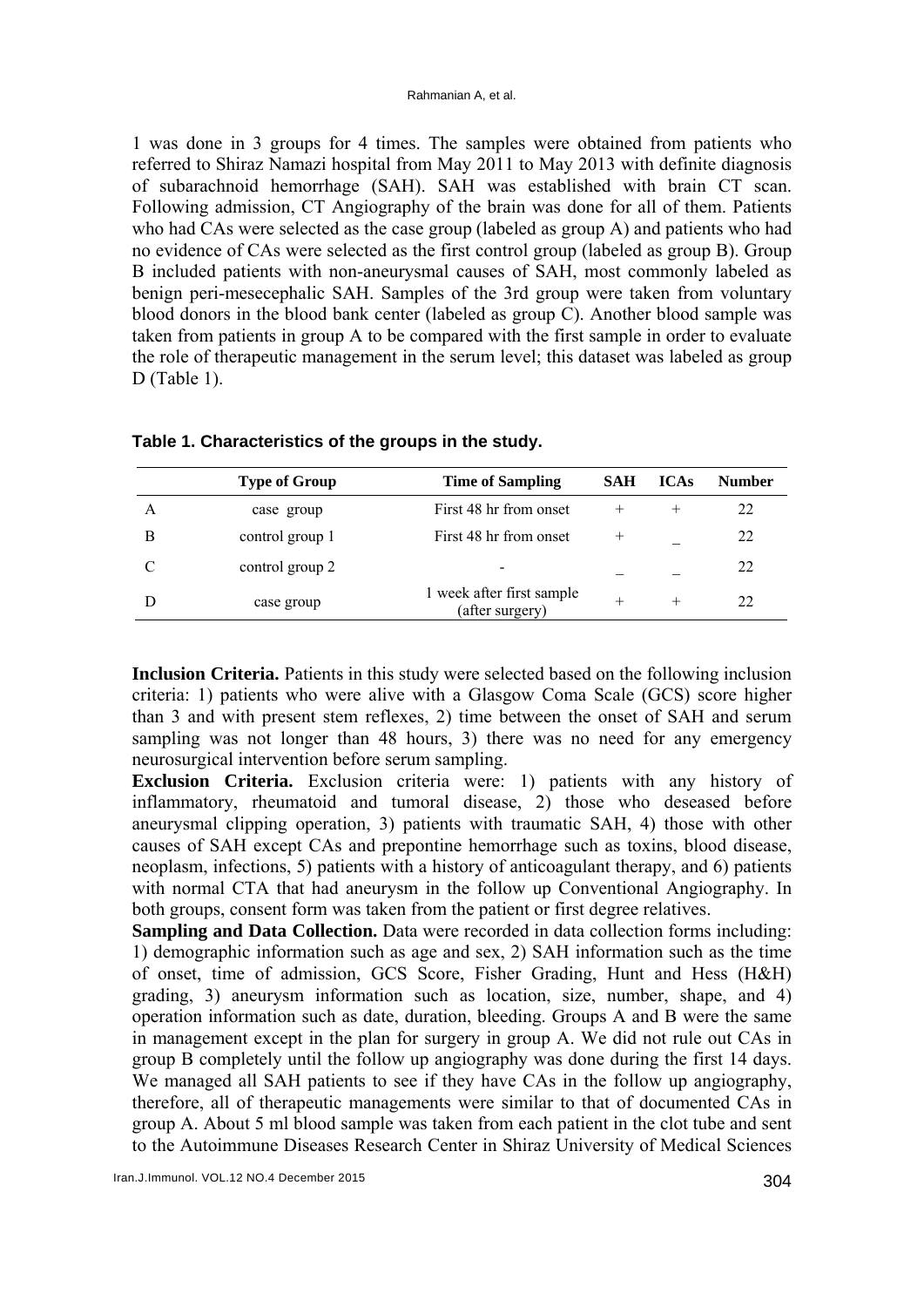1 was done in 3 groups for 4 times. The samples were obtained from patients who referred to Shiraz Namazi hospital from May 2011 to May 2013 with definite diagnosis of subarachnoid hemorrhage (SAH). SAH was established with brain CT scan. Following admission, CT Angiography of the brain was done for all of them. Patients who had CAs were selected as the case group (labeled as group A) and patients who had no evidence of CAs were selected as the first control group (labeled as group B). Group B included patients with non-aneurysmal causes of SAH, most commonly labeled as benign peri-mesecephalic SAH. Samples of the 3rd group were taken from voluntary blood donors in the blood bank center (labeled as group C). Another blood sample was taken from patients in group A to be compared with the first sample in order to evaluate the role of therapeutic management in the serum level; this dataset was labeled as group D (Table 1).

**Table 1. Characteristics of the groups in the study.**

| | Type of Group | Time of Sampling | SAH | ICAs | Number |
|---|---|---|---|---|---|
| A | case group | First 48 hr from onset | + | + | 22 |
| B | control group 1 | First 48 hr from onset | + | _ | 22 |
| C | control group 2 | - | _ | _ | 22 |
| D | case group | 1 week after first sample (after surgery) | + | + | 22 |

**Inclusion Criteria.** Patients in this study were selected based on the following inclusion criteria: 1) patients who were alive with a Glasgow Coma Scale (GCS) score higher than 3 and with present stem reflexes, 2) time between the onset of SAH and serum sampling was not longer than 48 hours, 3) there was no need for any emergency neurosurgical intervention before serum sampling.

**Exclusion Criteria.** Exclusion criteria were: 1) patients with any history of inflammatory, rheumatoid and tumoral disease, 2) those who deseased before aneurysmal clipping operation, 3) patients with traumatic SAH, 4) those with other causes of SAH except CAs and prepontine hemorrhage such as toxins, blood disease, neoplasm, infections, 5) patients with a history of anticoagulant therapy, and 6) patients with normal CTA that had aneurysm in the follow up Conventional Angiography. In both groups, consent form was taken from the patient or first degree relatives.

**Sampling and Data Collection.** Data were recorded in data collection forms including: 1) demographic information such as age and sex, 2) SAH information such as the time of onset, time of admission, GCS Score, Fisher Grading, Hunt and Hess (H&H) grading, 3) aneurysm information such as location, size, number, shape, and 4) operation information such as date, duration, bleeding. Groups A and B were the same in management except in the plan for surgery in group A. We did not rule out CAs in group B completely until the follow up angiography was done during the first 14 days. We managed all SAH patients to see if they have CAs in the follow up angiography, therefore, all of therapeutic managements were similar to that of documented CAs in group A. About 5 ml blood sample was taken from each patient in the clot tube and sent to the Autoimmune Diseases Research Center in Shiraz University of Medical Sciences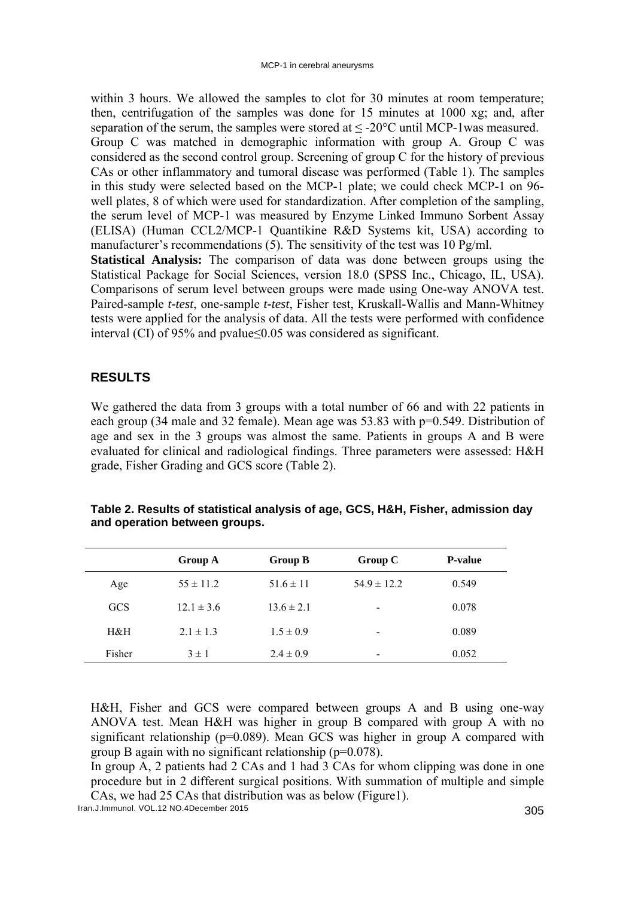within 3 hours. We allowed the samples to clot for 30 minutes at room temperature; then, centrifugation of the samples was done for 15 minutes at 1000 xg; and, after separation of the serum, the samples were stored at ≤ -20°C until MCP-1was measured.

Group C was matched in demographic information with group A. Group C was considered as the second control group. Screening of group C for the history of previous CAs or other inflammatory and tumoral disease was performed (Table 1). The samples in this study were selected based on the MCP-1 plate; we could check MCP-1 on 96-well plates, 8 of which were used for standardization. After completion of the sampling, the serum level of MCP-1 was measured by Enzyme Linked Immuno Sorbent Assay (ELISA) (Human CCL2/MCP-1 Quantikine R&D Systems kit, USA) according to manufacturer's recommendations (5). The sensitivity of the test was 10 Pg/ml.

**Statistical Analysis:** The comparison of data was done between groups using the Statistical Package for Social Sciences, version 18.0 (SPSS Inc., Chicago, IL, USA). Comparisons of serum level between groups were made using One-way ANOVA test. Paired-sample *t-test*, one-sample *t-test*, Fisher test, Kruskall-Wallis and Mann-Whitney tests were applied for the analysis of data. All the tests were performed with confidence interval (CI) of 95% and pvalue≤0.05 was considered as significant.

## RESULTS

We gathered the data from 3 groups with a total number of 66 and with 22 patients in each group (34 male and 32 female). Mean age was 53.83 with p=0.549. Distribution of age and sex in the 3 groups was almost the same. Patients in groups A and B were evaluated for clinical and radiological findings. Three parameters were assessed: H&H grade, Fisher Grading and GCS score (Table 2).

**Table 2. Results of statistical analysis of age, GCS, H&H, Fisher, admission day and operation between groups.**

| | Group A | Group B | Group C | P-value |
|---|---|---|---|---|
| Age | 55 ± 11.2 | 51.6 ± 11 | 54.9 ± 12.2 | 0.549 |
| GCS | 12.1 ± 3.6 | 13.6 ± 2.1 | - | 0.078 |
| H&H | 2.1 ± 1.3 | 1.5 ± 0.9 | - | 0.089 |
| Fisher | 3 ± 1 | 2.4 ± 0.9 | - | 0.052 |

H&H, Fisher and GCS were compared between groups A and B using one-way ANOVA test. Mean H&H was higher in group B compared with group A with no significant relationship (p=0.089). Mean GCS was higher in group A compared with group B again with no significant relationship (p=0.078).

In group A, 2 patients had 2 CAs and 1 had 3 CAs for whom clipping was done in one procedure but in 2 different surgical positions. With summation of multiple and simple CAs, we had 25 CAs that distribution was as below (Figure1).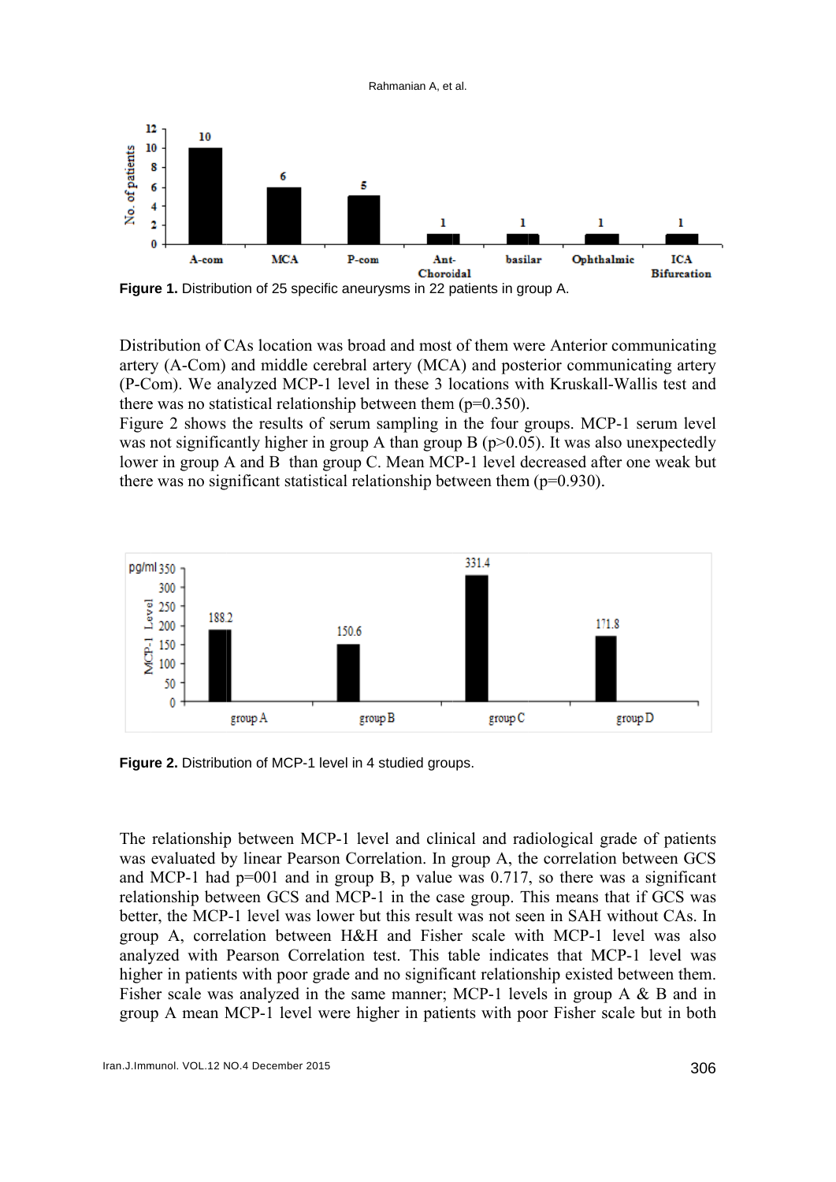**Figure 1.** Distribution of 25 specific aneurysms in 22 patients in group A.

Distribution of CAs location was broad and most of them were Anterior communicating artery (A-Com) and middle cerebral artery (MCA) and posterior communicating artery (P-Com). We analyzed MCP-1 level in these 3 locations with Kruskall-Wallis test and there was no statistical relationship between them (p=0.350).

Figure 2 shows the results of serum sampling in the four groups. MCP-1 serum level was not significantly higher in group A than group B (p>0.05). It was also unexpectedly lower in group A and B than group C. Mean MCP-1 level decreased after one weak but there was no significant statistical relationship between them (p=0.930).

**Figure 2.** Distribution of MCP-1 level in 4 studied groups.

The relationship between MCP-1 level and clinical and radiological grade of patients was evaluated by linear Pearson Correlation. In group A, the correlation between GCS and MCP-1 had p=001 and in group B, p value was 0.717, so there was a significant relationship between GCS and MCP-1 in the case group. This means that if GCS was better, the MCP-1 level was lower but this result was not seen in SAH without CAs. In group A, correlation between H&H and Fisher scale with MCP-1 level was also analyzed with Pearson Correlation test. This table indicates that MCP-1 level was higher in patients with poor grade and no significant relationship existed between them. Fisher scale was analyzed in the same manner; MCP-1 levels in group A & B and in group A mean MCP-1 level were higher in patients with poor Fisher scale but in both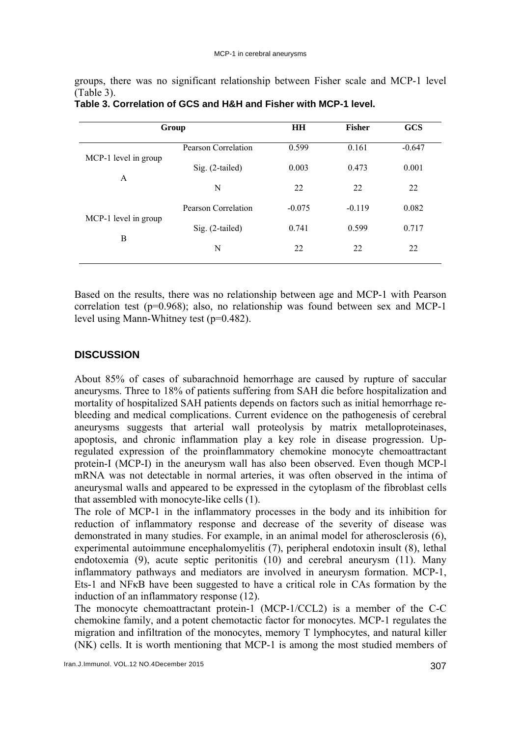groups, there was no significant relationship between Fisher scale and MCP-1 level (Table 3).

**Table 3. Correlation of GCS and H&H and Fisher with MCP-1 level.**

| Group | | HH | Fisher | GCS |
|---|---|---|---|---|
| MCP-1 level in group A | Pearson Correlation | 0.599 | 0.161 | -0.647 |
| | Sig. (2-tailed) | 0.003 | 0.473 | 0.001 |
| | N | 22 | 22 | 22 |
| MCP-1 level in group B | Pearson Correlation | -0.075 | -0.119 | 0.082 |
| | Sig. (2-tailed) | 0.741 | 0.599 | 0.717 |
| | N | 22 | 22 | 22 |

Based on the results, there was no relationship between age and MCP-1 with Pearson correlation test ($p=0.968$); also, no relationship was found between sex and MCP-1 level using Mann-Whitney test ($p=0.482$).

## DISCUSSION

About 85% of cases of subarachnoid hemorrhage are caused by rupture of saccular aneurysms. Three to 18% of patients suffering from SAH die before hospitalization and mortality of hospitalized SAH patients depends on factors such as initial hemorrhage re-bleeding and medical complications. Current evidence on the pathogenesis of cerebral aneurysms suggests that arterial wall proteolysis by matrix metalloproteinases, apoptosis, and chronic inflammation play a key role in disease progression. Up-regulated expression of the proinflammatory chemokine monocyte chemoattractant protein-I (MCP-I) in the aneurysm wall has also been observed. Even though MCP-l mRNA was not detectable in normal arteries, it was often observed in the intima of aneurysmal walls and appeared to be expressed in the cytoplasm of the fibroblast cells that assembled with monocyte-like cells (1).

The role of MCP-1 in the inflammatory processes in the body and its inhibition for reduction of inflammatory response and decrease of the severity of disease was demonstrated in many studies. For example, in an animal model for atherosclerosis (6), experimental autoimmune encephalomyelitis (7), peripheral endotoxin insult (8), lethal endotoxemia (9), acute septic peritonitis (10) and cerebral aneurysm (11). Many inflammatory pathways and mediators are involved in aneurysm formation. MCP-1, Ets-1 and NFκB have been suggested to have a critical role in CAs formation by the induction of an inflammatory response (12).

The monocyte chemoattractant protein-1 (MCP-1/CCL2) is a member of the C-C chemokine family, and a potent chemotactic factor for monocytes. MCP-1 regulates the migration and infiltration of the monocytes, memory T lymphocytes, and natural killer (NK) cells. It is worth mentioning that MCP-1 is among the most studied members of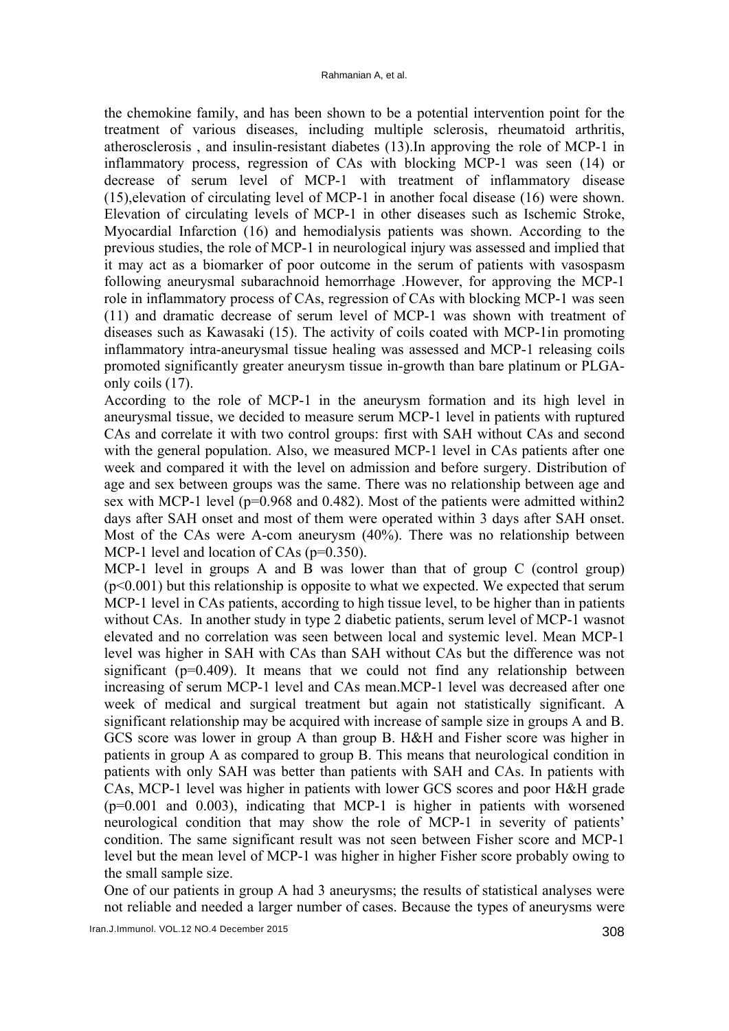the chemokine family, and has been shown to be a potential intervention point for the treatment of various diseases, including multiple sclerosis, rheumatoid arthritis, atherosclerosis , and insulin-resistant diabetes (13).In approving the role of MCP-1 in inflammatory process, regression of CAs with blocking MCP-1 was seen (14) or decrease of serum level of MCP-1 with treatment of inflammatory disease (15),elevation of circulating level of MCP-1 in another focal disease (16) were shown. Elevation of circulating levels of MCP-1 in other diseases such as Ischemic Stroke, Myocardial Infarction (16) and hemodialysis patients was shown. According to the previous studies, the role of MCP-1 in neurological injury was assessed and implied that it may act as a biomarker of poor outcome in the serum of patients with vasospasm following aneurysmal subarachnoid hemorrhage .However, for approving the MCP-1 role in inflammatory process of CAs, regression of CAs with blocking MCP-1 was seen (11) and dramatic decrease of serum level of MCP-1 was shown with treatment of diseases such as Kawasaki (15). The activity of coils coated with MCP-1in promoting inflammatory intra-aneurysmal tissue healing was assessed and MCP-1 releasing coils promoted significantly greater aneurysm tissue in-growth than bare platinum or PLGA-only coils (17).

According to the role of MCP-1 in the aneurysm formation and its high level in aneurysmal tissue, we decided to measure serum MCP-1 level in patients with ruptured CAs and correlate it with two control groups: first with SAH without CAs and second with the general population. Also, we measured MCP-1 level in CAs patients after one week and compared it with the level on admission and before surgery. Distribution of age and sex between groups was the same. There was no relationship between age and sex with MCP-1 level (p=0.968 and 0.482). Most of the patients were admitted within2 days after SAH onset and most of them were operated within 3 days after SAH onset. Most of the CAs were A-com aneurysm (40%). There was no relationship between MCP-1 level and location of CAs (p=0.350).

MCP-1 level in groups A and B was lower than that of group C (control group) ($p<0.001$) but this relationship is opposite to what we expected. We expected that serum MCP-1 level in CAs patients, according to high tissue level, to be higher than in patients without CAs. In another study in type 2 diabetic patients, serum level of MCP-1 wasnot elevated and no correlation was seen between local and systemic level. Mean MCP-1 level was higher in SAH with CAs than SAH without CAs but the difference was not significant (p=0.409). It means that we could not find any relationship between increasing of serum MCP-1 level and CAs mean.MCP-1 level was decreased after one week of medical and surgical treatment but again not statistically significant. A significant relationship may be acquired with increase of sample size in groups A and B. GCS score was lower in group A than group B. H&H and Fisher score was higher in patients in group A as compared to group B. This means that neurological condition in patients with only SAH was better than patients with SAH and CAs. In patients with CAs, MCP-1 level was higher in patients with lower GCS scores and poor H&H grade (p=0.001 and 0.003), indicating that MCP-1 is higher in patients with worsened neurological condition that may show the role of MCP-1 in severity of patients' condition. The same significant result was not seen between Fisher score and MCP-1 level but the mean level of MCP-1 was higher in higher Fisher score probably owing to the small sample size.

One of our patients in group A had 3 aneurysms; the results of statistical analyses were not reliable and needed a larger number of cases. Because the types of aneurysms were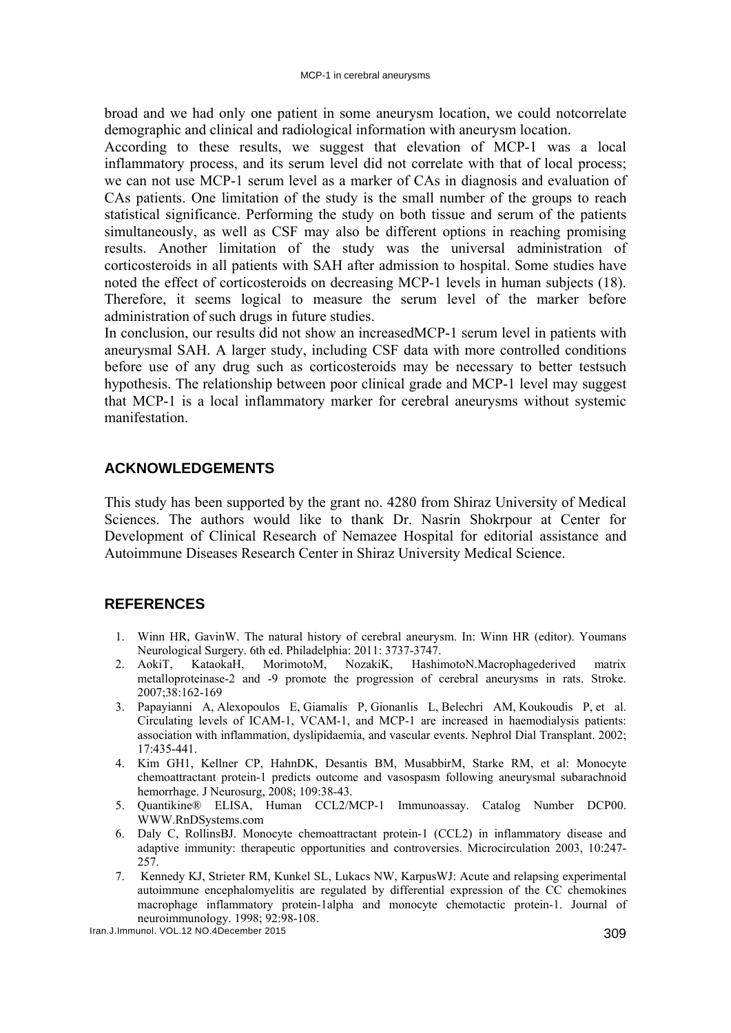broad and we had only one patient in some aneurysm location, we could notcorrelate demographic and clinical and radiological information with aneurysm location.

According to these results, we suggest that elevation of MCP-1 was a local inflammatory process, and its serum level did not correlate with that of local process; we can not use MCP-1 serum level as a marker of CAs in diagnosis and evaluation of CAs patients. One limitation of the study is the small number of the groups to reach statistical significance. Performing the study on both tissue and serum of the patients simultaneously, as well as CSF may also be different options in reaching promising results. Another limitation of the study was the universal administration of corticosteroids in all patients with SAH after admission to hospital. Some studies have noted the effect of corticosteroids on decreasing MCP-1 levels in human subjects (18). Therefore, it seems logical to measure the serum level of the marker before administration of such drugs in future studies.

In conclusion, our results did not show an increasedMCP-1 serum level in patients with aneurysmal SAH. A larger study, including CSF data with more controlled conditions before use of any drug such as corticosteroids may be necessary to better testsuch hypothesis. The relationship between poor clinical grade and MCP-1 level may suggest that MCP-1 is a local inflammatory marker for cerebral aneurysms without systemic manifestation.

## ACKNOWLEDGEMENTS

This study has been supported by the grant no. 4280 from Shiraz University of Medical Sciences. The authors would like to thank Dr. Nasrin Shokrpour at Center for Development of Clinical Research of Nemazee Hospital for editorial assistance and Autoimmune Diseases Research Center in Shiraz University Medical Science.

## REFERENCES

1. Winn HR, GavinW. The natural history of cerebral aneurysm. In: Winn HR (editor). Youmans Neurological Surgery. 6th ed. Philadelphia: 2011: 3737-3747.
2. AokiT, KataokaH, MorimotoM, NozakiK, HashimotoN.Macrophagederived matrix metalloproteinase-2 and -9 promote the progression of cerebral aneurysms in rats. Stroke. 2007;38:162-169
3. Papayianni A, Alexopoulos E, Giamalis P, Gionanlis L, Belechri AM, Koukoudis P, et al. Circulating levels of ICAM-1, VCAM-1, and MCP-1 are increased in haemodialysis patients: association with inflammation, dyslipidaemia, and vascular events. Nephrol Dial Transplant. 2002; 17:435-441.
4. Kim GH1, Kellner CP, HahnDK, Desantis BM, MusabbirM, Starke RM, et al: Monocyte chemoattractant protein-1 predicts outcome and vasospasm following aneurysmal subarachnoid hemorrhage. J Neurosurg, 2008; 109:38-43.
5. Quantikine® ELISA, Human CCL2/MCP-1 Immunoassay. Catalog Number DCP00. WWW.RnDSystems.com
6. Daly C, RollinsBJ. Monocyte chemoattractant protein-1 (CCL2) in inflammatory disease and adaptive immunity: therapeutic opportunities and controversies. Microcirculation 2003, 10:247-257.
7. Kennedy KJ, Strieter RM, Kunkel SL, Lukacs NW, KarpusWJ: Acute and relapsing experimental autoimmune encephalomyelitis are regulated by differential expression of the CC chemokines macrophage inflammatory protein-1alpha and monocyte chemotactic protein-1. Journal of neuroimmunology. 1998; 92:98-108.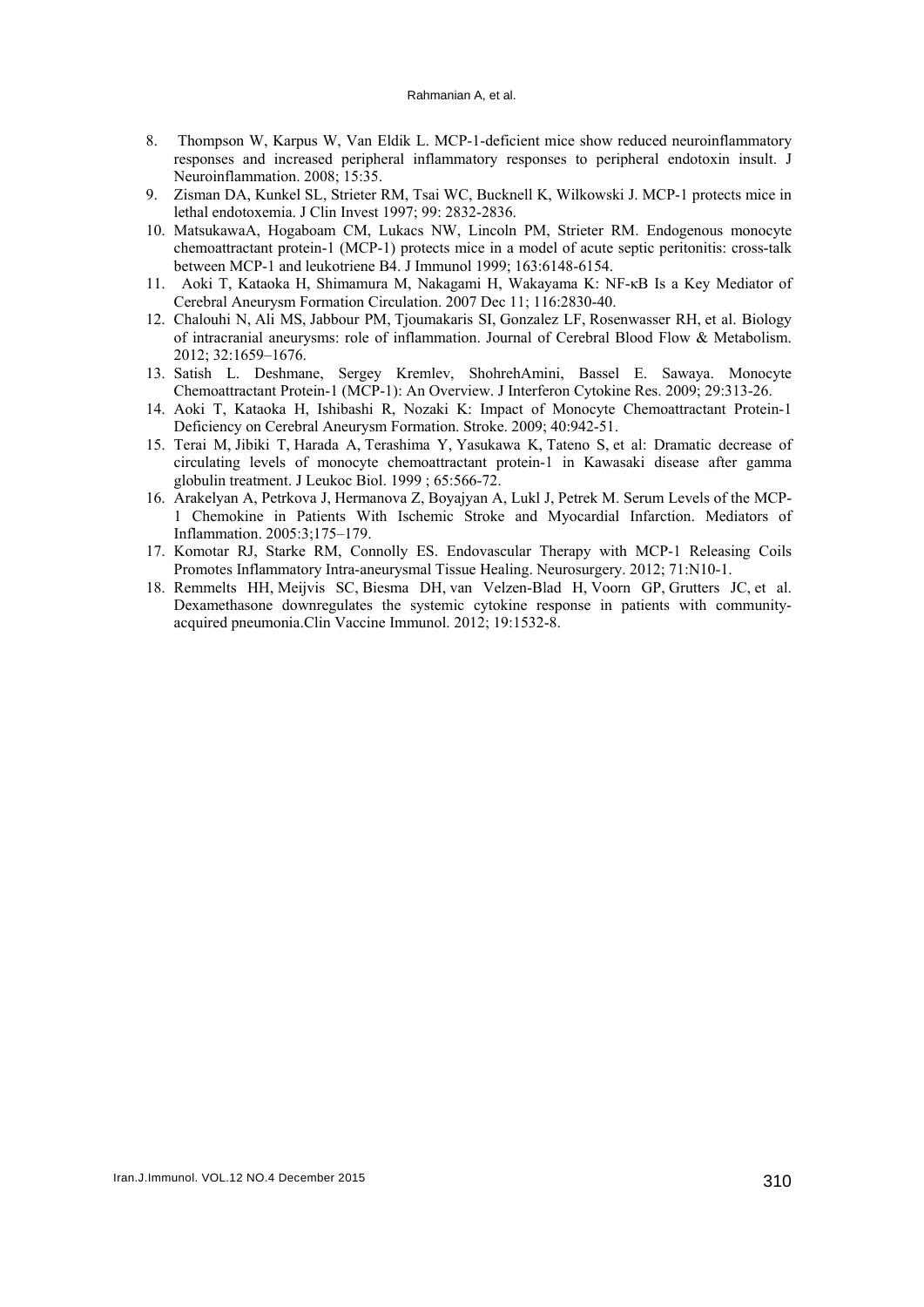8. Thompson W, Karpus W, Van Eldik L. MCP-1-deficient mice show reduced neuroinflammatory responses and increased peripheral inflammatory responses to peripheral endotoxin insult. J Neuroinflammation. 2008; 15:35.
9. Zisman DA, Kunkel SL, Strieter RM, Tsai WC, Bucknell K, Wilkowski J. MCP-1 protects mice in lethal endotoxemia. J Clin Invest 1997; 99: 2832-2836.
10. MatsukawaA, Hogaboam CM, Lukacs NW, Lincoln PM, Strieter RM. Endogenous monocyte chemoattractant protein-1 (MCP-1) protects mice in a model of acute septic peritonitis: cross-talk between MCP-1 and leukotriene B4. J Immunol 1999; 163:6148-6154.
11. Aoki T, Kataoka H, Shimamura M, Nakagami H, Wakayama K: NF-κB Is a Key Mediator of Cerebral Aneurysm Formation Circulation. 2007 Dec 11; 116:2830-40.
12. Chalouhi N, Ali MS, Jabbour PM, Tjoumakaris SI, Gonzalez LF, Rosenwasser RH, et al. Biology of intracranial aneurysms: role of inflammation. Journal of Cerebral Blood Flow & Metabolism. 2012; 32:1659–1676.
13. Satish L. Deshmane, Sergey Kremlev, ShohrehAmini, Bassel E. Sawaya. Monocyte Chemoattractant Protein-1 (MCP-1): An Overview. J Interferon Cytokine Res. 2009; 29:313-26.
14. Aoki T, Kataoka H, Ishibashi R, Nozaki K: Impact of Monocyte Chemoattractant Protein-1 Deficiency on Cerebral Aneurysm Formation. Stroke. 2009; 40:942-51.
15. Terai M, Jibiki T, Harada A, Terashima Y, Yasukawa K, Tateno S, et al: Dramatic decrease of circulating levels of monocyte chemoattractant protein-1 in Kawasaki disease after gamma globulin treatment. J Leukoc Biol. 1999 ; 65:566-72.
16. Arakelyan A, Petrkova J, Hermanova Z, Boyajyan A, Lukl J, Petrek M. Serum Levels of the MCP-1 Chemokine in Patients With Ischemic Stroke and Myocardial Infarction. Mediators of Inflammation. 2005:3;175–179.
17. Komotar RJ, Starke RM, Connolly ES. Endovascular Therapy with MCP-1 Releasing Coils Promotes Inflammatory Intra-aneurysmal Tissue Healing. Neurosurgery. 2012; 71:N10-1.
18. Remmelts HH, Meijvis SC, Biesma DH, van Velzen-Blad H, Voorn GP, Grutters JC, et al. Dexamethasone downregulates the systemic cytokine response in patients with community-acquired pneumonia.Clin Vaccine Immunol. 2012; 19:1532-8.